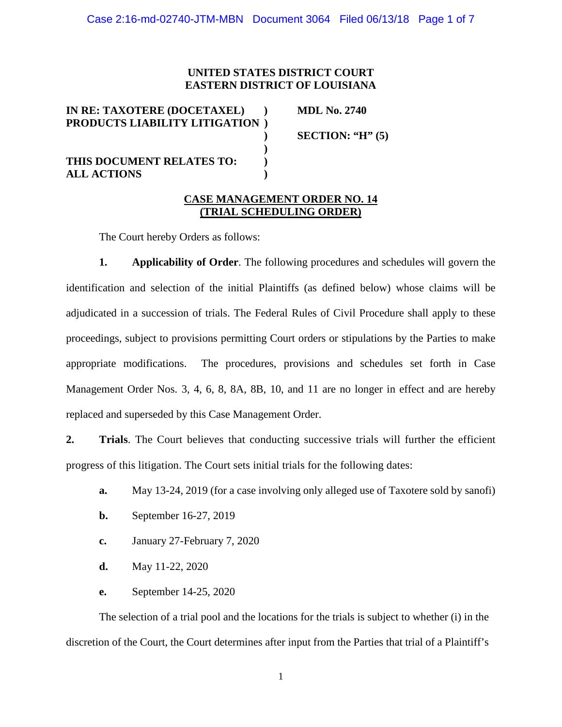**UNITED STATES DISTRICT COURT**
**EASTERN DISTRICT OF LOUISIANA**

| | | |
|---|---|---|
| **IN RE: TAXOTERE (DOCETAXEL) PRODUCTS LIABILITY LITIGATION** | **)** | **MDL No. 2740** |
| | **)** | **SECTION: "H" (5)** |
| | **)** | |
| **THIS DOCUMENT RELATES TO: ALL ACTIONS** | **)** | |

**CASE MANAGEMENT ORDER NO. 14**
**(TRIAL SCHEDULING ORDER)**

The Court hereby Orders as follows:

**1. Applicability of Order**. The following procedures and schedules will govern the identification and selection of the initial Plaintiffs (as defined below) whose claims will be adjudicated in a succession of trials. The Federal Rules of Civil Procedure shall apply to these proceedings, subject to provisions permitting Court orders or stipulations by the Parties to make appropriate modifications. The procedures, provisions and schedules set forth in Case Management Order Nos. 3, 4, 6, 8, 8A, 8B, 10, and 11 are no longer in effect and are hereby replaced and superseded by this Case Management Order.

**2. Trials**. The Court believes that conducting successive trials will further the efficient progress of this litigation. The Court sets initial trials for the following dates:

**a.** May 13-24, 2019 (for a case involving only alleged use of Taxotere sold by sanofi)

**b.** September 16-27, 2019

**c.** January 27-February 7, 2020

**d.** May 11-22, 2020

**e.** September 14-25, 2020

The selection of a trial pool and the locations for the trials is subject to whether (i) in the discretion of the Court, the Court determines after input from the Parties that trial of a Plaintiff's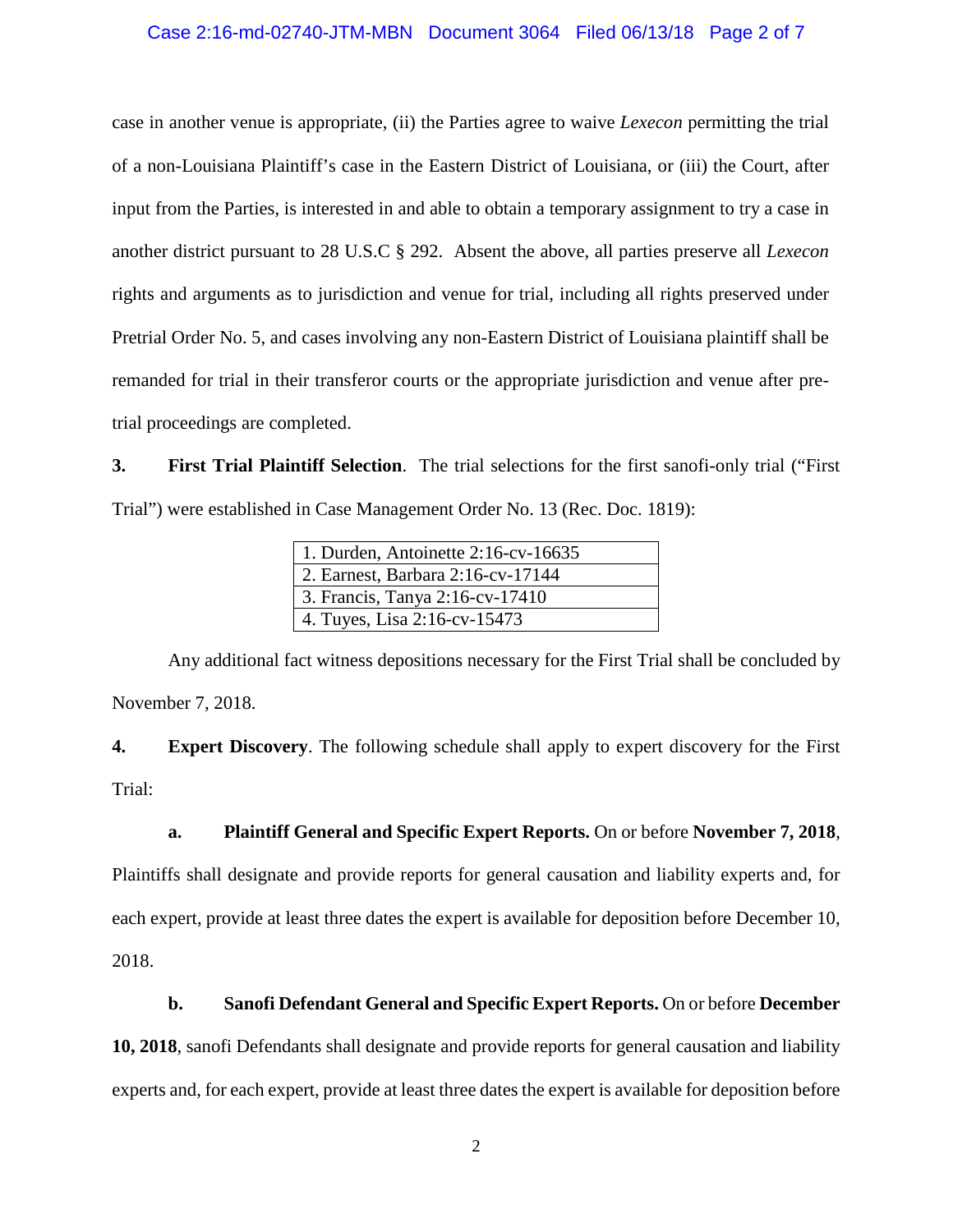case in another venue is appropriate, (ii) the Parties agree to waive *Lexecon* permitting the trial of a non-Louisiana Plaintiff's case in the Eastern District of Louisiana, or (iii) the Court, after input from the Parties, is interested in and able to obtain a temporary assignment to try a case in another district pursuant to 28 U.S.C § 292. Absent the above, all parties preserve all *Lexecon* rights and arguments as to jurisdiction and venue for trial, including all rights preserved under Pretrial Order No. 5, and cases involving any non-Eastern District of Louisiana plaintiff shall be remanded for trial in their transferor courts or the appropriate jurisdiction and venue after pre-trial proceedings are completed.

**3. First Trial Plaintiff Selection**. The trial selections for the first sanofi-only trial ("First Trial") were established in Case Management Order No. 13 (Rec. Doc. 1819):

| |
|---|
| 1. Durden, Antoinette 2:16-cv-16635 |
| 2. Earnest, Barbara 2:16-cv-17144 |
| 3. Francis, Tanya 2:16-cv-17410 |
| 4. Tuyes, Lisa 2:16-cv-15473 |

Any additional fact witness depositions necessary for the First Trial shall be concluded by November 7, 2018.

**4. Expert Discovery**. The following schedule shall apply to expert discovery for the First Trial:

**a. Plaintiff General and Specific Expert Reports.** On or before **November 7, 2018**, Plaintiffs shall designate and provide reports for general causation and liability experts and, for each expert, provide at least three dates the expert is available for deposition before December 10, 2018.

**b. Sanofi Defendant General and Specific Expert Reports.** On or before **December 10, 2018**, sanofi Defendants shall designate and provide reports for general causation and liability experts and, for each expert, provide at least three dates the expert is available for deposition before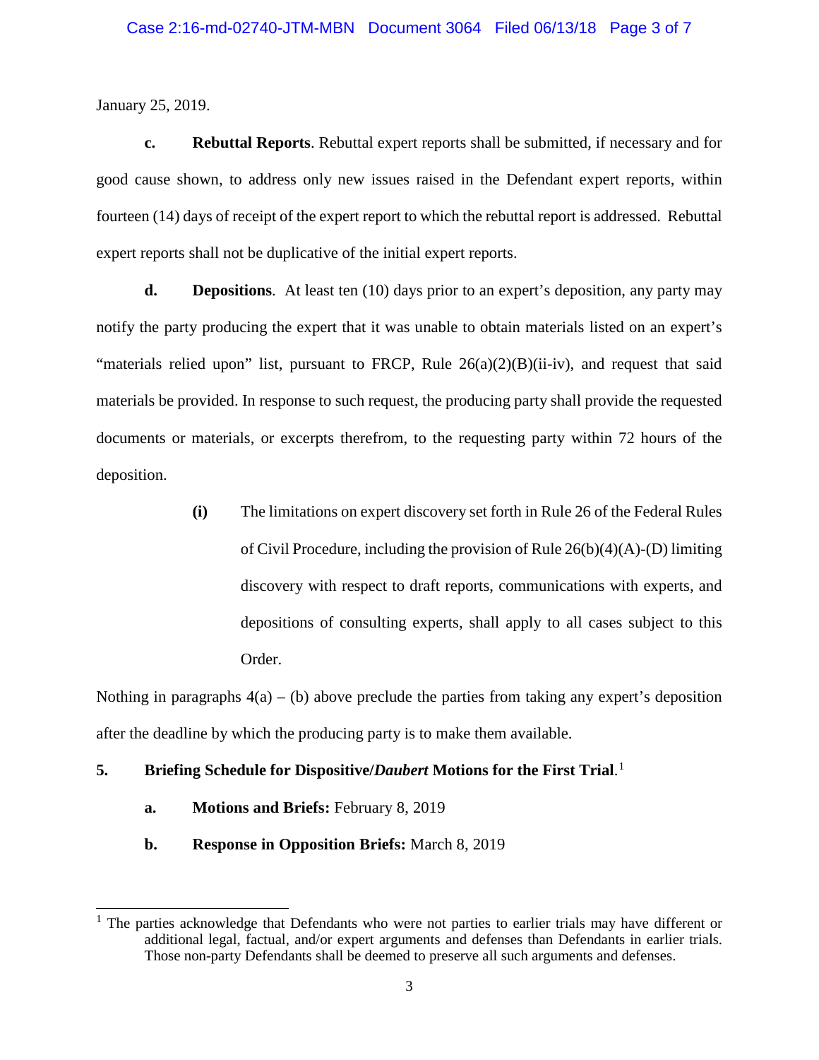January 25, 2019.

**c. Rebuttal Reports**. Rebuttal expert reports shall be submitted, if necessary and for good cause shown, to address only new issues raised in the Defendant expert reports, within fourteen (14) days of receipt of the expert report to which the rebuttal report is addressed. Rebuttal expert reports shall not be duplicative of the initial expert reports.

**d. Depositions**. At least ten (10) days prior to an expert's deposition, any party may notify the party producing the expert that it was unable to obtain materials listed on an expert's "materials relied upon" list, pursuant to FRCP, Rule 26(a)(2)(B)(ii-iv), and request that said materials be provided. In response to such request, the producing party shall provide the requested documents or materials, or excerpts therefrom, to the requesting party within 72 hours of the deposition.

> **(i)** The limitations on expert discovery set forth in Rule 26 of the Federal Rules of Civil Procedure, including the provision of Rule 26(b)(4)(A)-(D) limiting discovery with respect to draft reports, communications with experts, and depositions of consulting experts, shall apply to all cases subject to this Order.

Nothing in paragraphs 4(a) – (b) above preclude the parties from taking any expert's deposition after the deadline by which the producing party is to make them available.

**5. Briefing Schedule for Dispositive/*Daubert* Motions for the First Trial**.[1]

**a. Motions and Briefs:** February 8, 2019

**b. Response in Opposition Briefs:** March 8, 2019

---

[1] The parties acknowledge that Defendants who were not parties to earlier trials may have different or additional legal, factual, and/or expert arguments and defenses than Defendants in earlier trials. Those non-party Defendants shall be deemed to preserve all such arguments and defenses.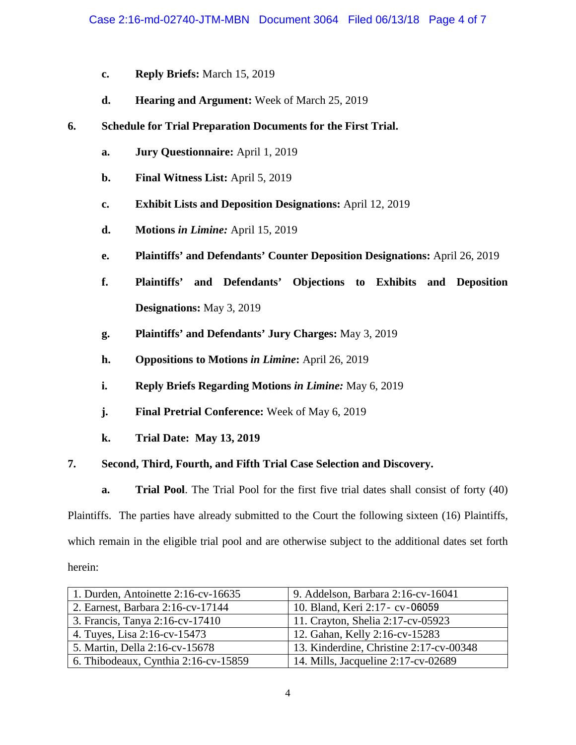c. **Reply Briefs:** March 15, 2019

d. **Hearing and Argument:** Week of March 25, 2019

**6. Schedule for Trial Preparation Documents for the First Trial.**

a. **Jury Questionnaire:** April 1, 2019

b. **Final Witness List:** April 5, 2019

c. **Exhibit Lists and Deposition Designations:** April 12, 2019

d. **Motions *in Limine:*** April 15, 2019

e. **Plaintiffs' and Defendants' Counter Deposition Designations:** April 26, 2019

f. **Plaintiffs' and Defendants' Objections to Exhibits and Deposition Designations:** May 3, 2019

g. **Plaintiffs' and Defendants' Jury Charges:** May 3, 2019

h. **Oppositions to Motions *in Limine*:** April 26, 2019

i. **Reply Briefs Regarding Motions *in Limine:*** May 6, 2019

j. **Final Pretrial Conference:** Week of May 6, 2019

k. **Trial Date: May 13, 2019**

**7. Second, Third, Fourth, and Fifth Trial Case Selection and Discovery.**

a. **Trial Pool**. The Trial Pool for the first five trial dates shall consist of forty (40) Plaintiffs. The parties have already submitted to the Court the following sixteen (16) Plaintiffs, which remain in the eligible trial pool and are otherwise subject to the additional dates set forth herein:

| | |
|---|---|
| 1. Durden, Antoinette 2:16-cv-16635 | 9. Addelson, Barbara 2:16-cv-16041 |
| 2. Earnest, Barbara 2:16-cv-17144 | 10. Bland, Keri 2:17- cv-06059 |
| 3. Francis, Tanya 2:16-cv-17410 | 11. Crayton, Shelia 2:17-cv-05923 |
| 4. Tuyes, Lisa 2:16-cv-15473 | 12. Gahan, Kelly 2:16-cv-15283 |
| 5. Martin, Della 2:16-cv-15678 | 13. Kinderdine, Christine 2:17-cv-00348 |
| 6. Thibodeaux, Cynthia 2:16-cv-15859 | 14. Mills, Jacqueline 2:17-cv-02689 |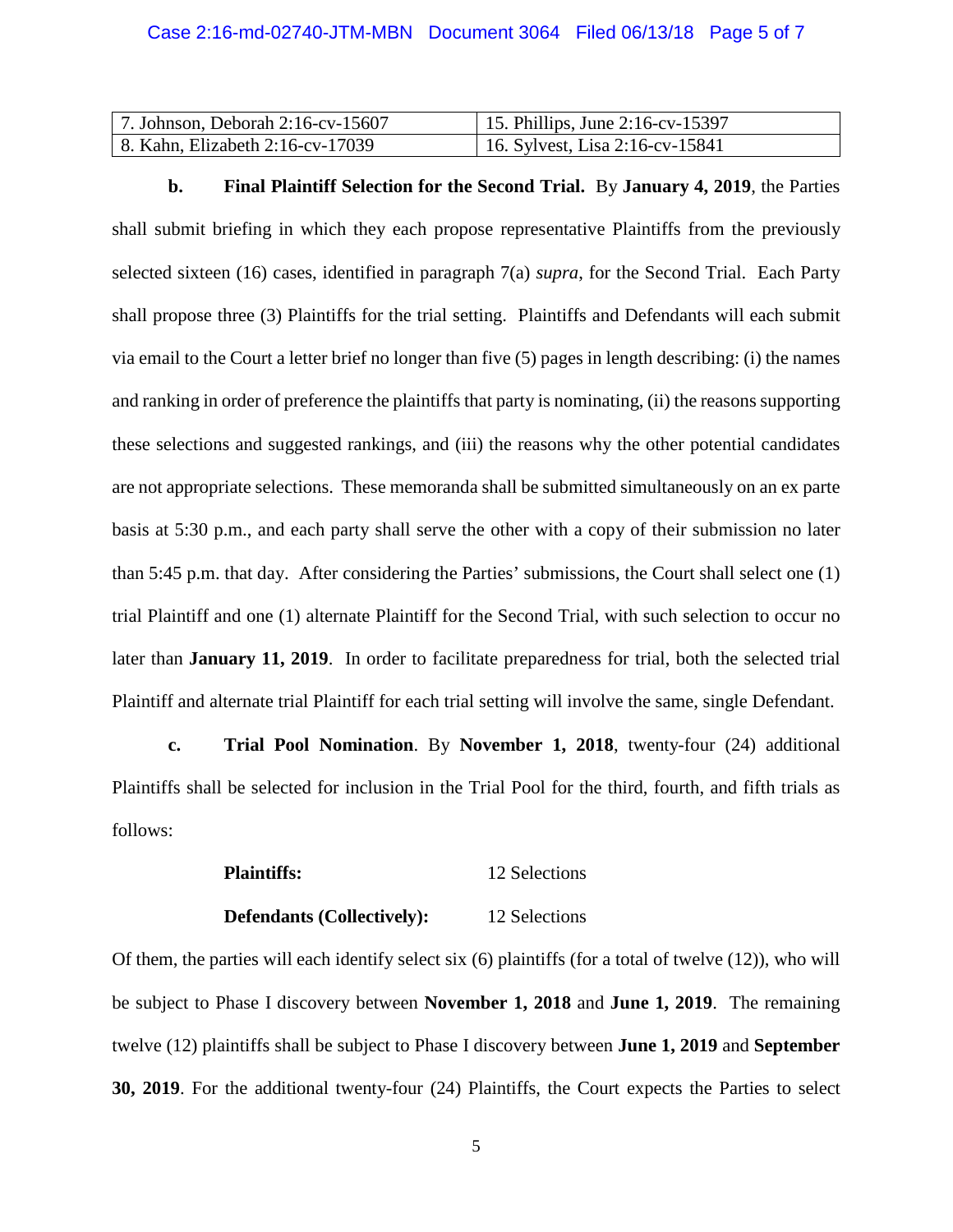| 7. Johnson, Deborah 2:16-cv-15607 | 15. Phillips, June 2:16-cv-15397 |
| --- | --- |
| 8. Kahn, Elizabeth 2:16-cv-17039 | 16. Sylvest, Lisa 2:16-cv-15841 |

**b. Final Plaintiff Selection for the Second Trial.** By **January 4, 2019**, the Parties shall submit briefing in which they each propose representative Plaintiffs from the previously selected sixteen (16) cases, identified in paragraph 7(a) *supra*, for the Second Trial. Each Party shall propose three (3) Plaintiffs for the trial setting. Plaintiffs and Defendants will each submit via email to the Court a letter brief no longer than five (5) pages in length describing: (i) the names and ranking in order of preference the plaintiffs that party is nominating, (ii) the reasons supporting these selections and suggested rankings, and (iii) the reasons why the other potential candidates are not appropriate selections. These memoranda shall be submitted simultaneously on an ex parte basis at 5:30 p.m., and each party shall serve the other with a copy of their submission no later than 5:45 p.m. that day. After considering the Parties' submissions, the Court shall select one (1) trial Plaintiff and one (1) alternate Plaintiff for the Second Trial, with such selection to occur no later than **January 11, 2019**. In order to facilitate preparedness for trial, both the selected trial Plaintiff and alternate trial Plaintiff for each trial setting will involve the same, single Defendant.

**c. Trial Pool Nomination**. By **November 1, 2018**, twenty-four (24) additional Plaintiffs shall be selected for inclusion in the Trial Pool for the third, fourth, and fifth trials as follows:

| | |
| --- | --- |
| **Plaintiffs:** | 12 Selections |
| **Defendants (Collectively):** | 12 Selections |

Of them, the parties will each identify select six (6) plaintiffs (for a total of twelve (12)), who will be subject to Phase I discovery between **November 1, 2018** and **June 1, 2019**. The remaining twelve (12) plaintiffs shall be subject to Phase I discovery between **June 1, 2019** and **September 30, 2019**. For the additional twenty-four (24) Plaintiffs, the Court expects the Parties to select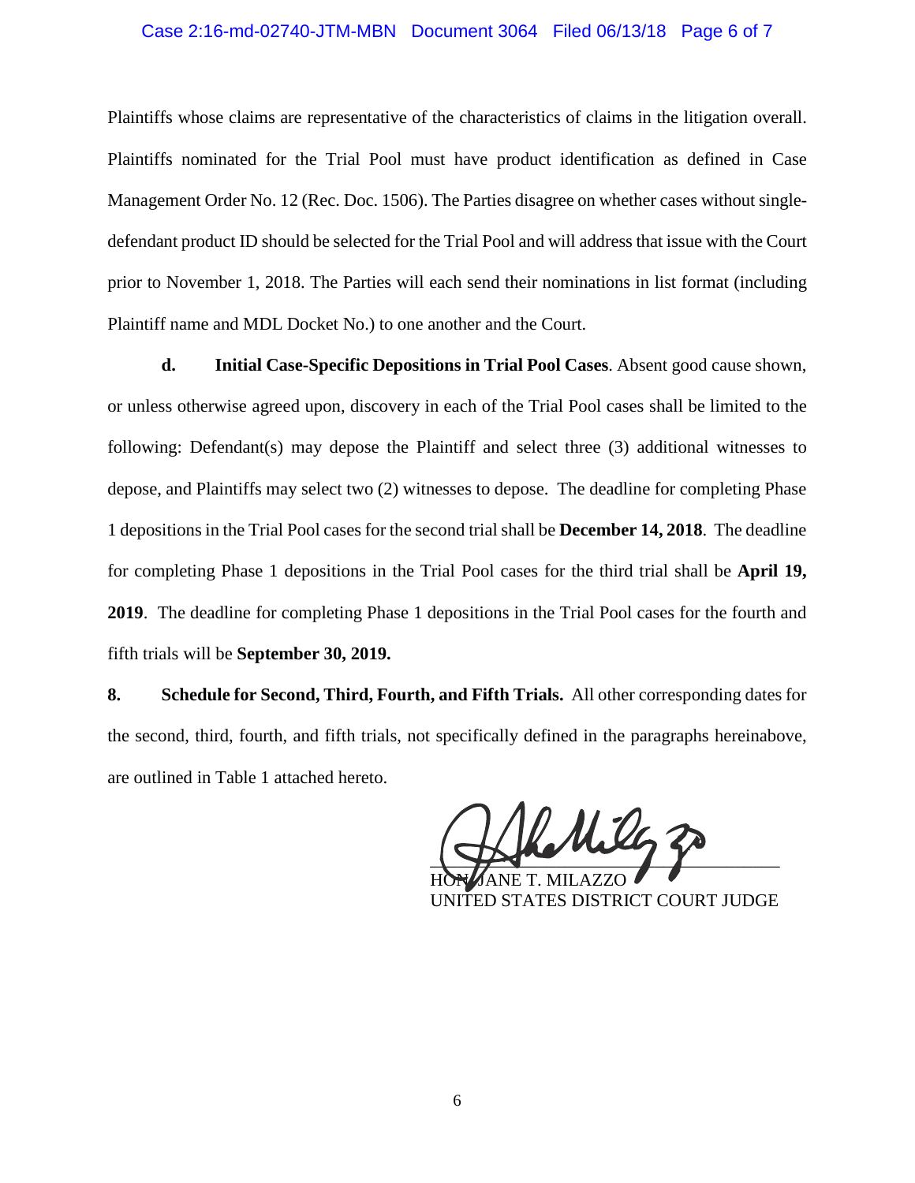Plaintiffs whose claims are representative of the characteristics of claims in the litigation overall. Plaintiffs nominated for the Trial Pool must have product identification as defined in Case Management Order No. 12 (Rec. Doc. 1506). The Parties disagree on whether cases without single-defendant product ID should be selected for the Trial Pool and will address that issue with the Court prior to November 1, 2018. The Parties will each send their nominations in list format (including Plaintiff name and MDL Docket No.) to one another and the Court.

**d. Initial Case-Specific Depositions in Trial Pool Cases**. Absent good cause shown, or unless otherwise agreed upon, discovery in each of the Trial Pool cases shall be limited to the following: Defendant(s) may depose the Plaintiff and select three (3) additional witnesses to depose, and Plaintiffs may select two (2) witnesses to depose. The deadline for completing Phase 1 depositions in the Trial Pool cases for the second trial shall be **December 14, 2018**. The deadline for completing Phase 1 depositions in the Trial Pool cases for the third trial shall be **April 19, 2019**. The deadline for completing Phase 1 depositions in the Trial Pool cases for the fourth and fifth trials will be **September 30, 2019.**

**8. Schedule for Second, Third, Fourth, and Fifth Trials.** All other corresponding dates for the second, third, fourth, and fifth trials, not specifically defined in the paragraphs hereinabove, are outlined in Table 1 attached hereto.

HON. JANE T. MILAZZO
UNITED STATES DISTRICT COURT JUDGE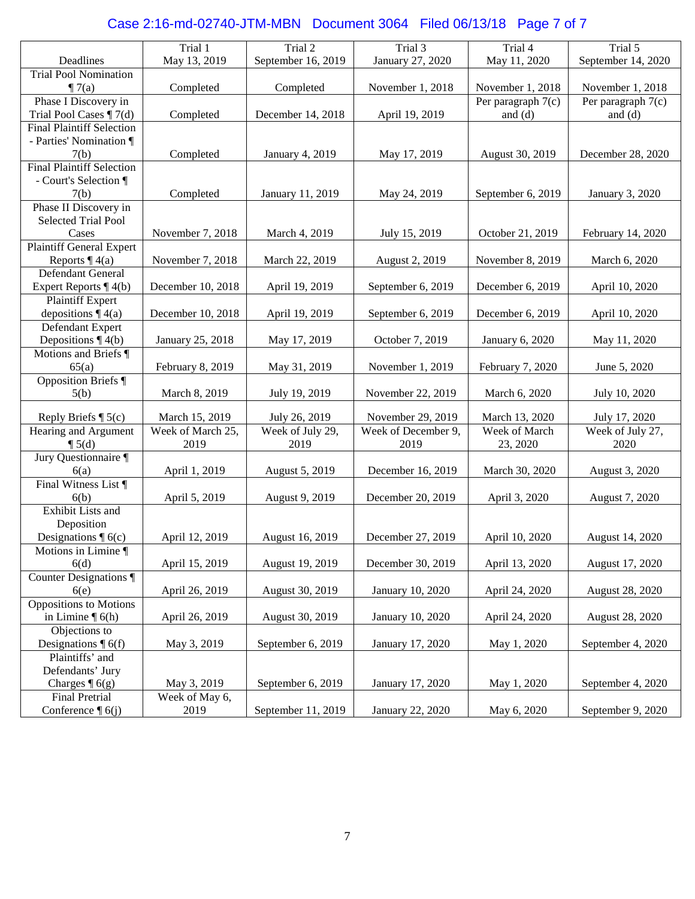| Deadlines | Trial 1 May 13, 2019 | Trial 2 September 16, 2019 | Trial 3 January 27, 2020 | Trial 4 May 11, 2020 | Trial 5 September 14, 2020 |
|---|---|---|---|---|---|
| Trial Pool Nomination ¶ 7(a) | Completed | Completed | November 1, 2018 | November 1, 2018 | November 1, 2018 |
| Phase I Discovery in Trial Pool Cases ¶ 7(d) | Completed | December 14, 2018 | April 19, 2019 | Per paragraph 7(c) and (d) | Per paragraph 7(c) and (d) |
| Final Plaintiff Selection - Parties' Nomination ¶ 7(b) | Completed | January 4, 2019 | May 17, 2019 | August 30, 2019 | December 28, 2020 |
| Final Plaintiff Selection - Court's Selection ¶ 7(b) | Completed | January 11, 2019 | May 24, 2019 | September 6, 2019 | January 3, 2020 |
| Phase II Discovery in Selected Trial Pool Cases | November 7, 2018 | March 4, 2019 | July 15, 2019 | October 21, 2019 | February 14, 2020 |
| Plaintiff General Expert Reports ¶ 4(a) | November 7, 2018 | March 22, 2019 | August 2, 2019 | November 8, 2019 | March 6, 2020 |
| Defendant General Expert Reports ¶ 4(b) | December 10, 2018 | April 19, 2019 | September 6, 2019 | December 6, 2019 | April 10, 2020 |
| Plaintiff Expert depositions ¶ 4(a) | December 10, 2018 | April 19, 2019 | September 6, 2019 | December 6, 2019 | April 10, 2020 |
| Defendant Expert Depositions ¶ 4(b) | January 25, 2018 | May 17, 2019 | October 7, 2019 | January 6, 2020 | May 11, 2020 |
| Motions and Briefs ¶ 65(a) | February 8, 2019 | May 31, 2019 | November 1, 2019 | February 7, 2020 | June 5, 2020 |
| Opposition Briefs ¶ 5(b) | March 8, 2019 | July 19, 2019 | November 22, 2019 | March 6, 2020 | July 10, 2020 |
| Reply Briefs ¶ 5(c) | March 15, 2019 | July 26, 2019 | November 29, 2019 | March 13, 2020 | July 17, 2020 |
| Hearing and Argument ¶ 5(d) | Week of March 25, 2019 | Week of July 29, 2019 | Week of December 9, 2019 | Week of March 23, 2020 | Week of July 27, 2020 |
| Jury Questionnaire ¶ 6(a) | April 1, 2019 | August 5, 2019 | December 16, 2019 | March 30, 2020 | August 3, 2020 |
| Final Witness List ¶ 6(b) | April 5, 2019 | August 9, 2019 | December 20, 2019 | April 3, 2020 | August 7, 2020 |
| Exhibit Lists and Deposition Designations ¶ 6(c) | April 12, 2019 | August 16, 2019 | December 27, 2019 | April 10, 2020 | August 14, 2020 |
| Motions in Limine ¶ 6(d) | April 15, 2019 | August 19, 2019 | December 30, 2019 | April 13, 2020 | August 17, 2020 |
| Counter Designations ¶ 6(e) | April 26, 2019 | August 30, 2019 | January 10, 2020 | April 24, 2020 | August 28, 2020 |
| Oppositions to Motions in Limine ¶ 6(h) | April 26, 2019 | August 30, 2019 | January 10, 2020 | April 24, 2020 | August 28, 2020 |
| Objections to Designations ¶ 6(f) | May 3, 2019 | September 6, 2019 | January 17, 2020 | May 1, 2020 | September 4, 2020 |
| Plaintiffs' and Defendants' Jury Charges ¶ 6(g) | May 3, 2019 | September 6, 2019 | January 17, 2020 | May 1, 2020 | September 4, 2020 |
| Final Pretrial Conference ¶ 6(j) | Week of May 6, 2019 | September 11, 2019 | January 22, 2020 | May 6, 2020 | September 9, 2020 |